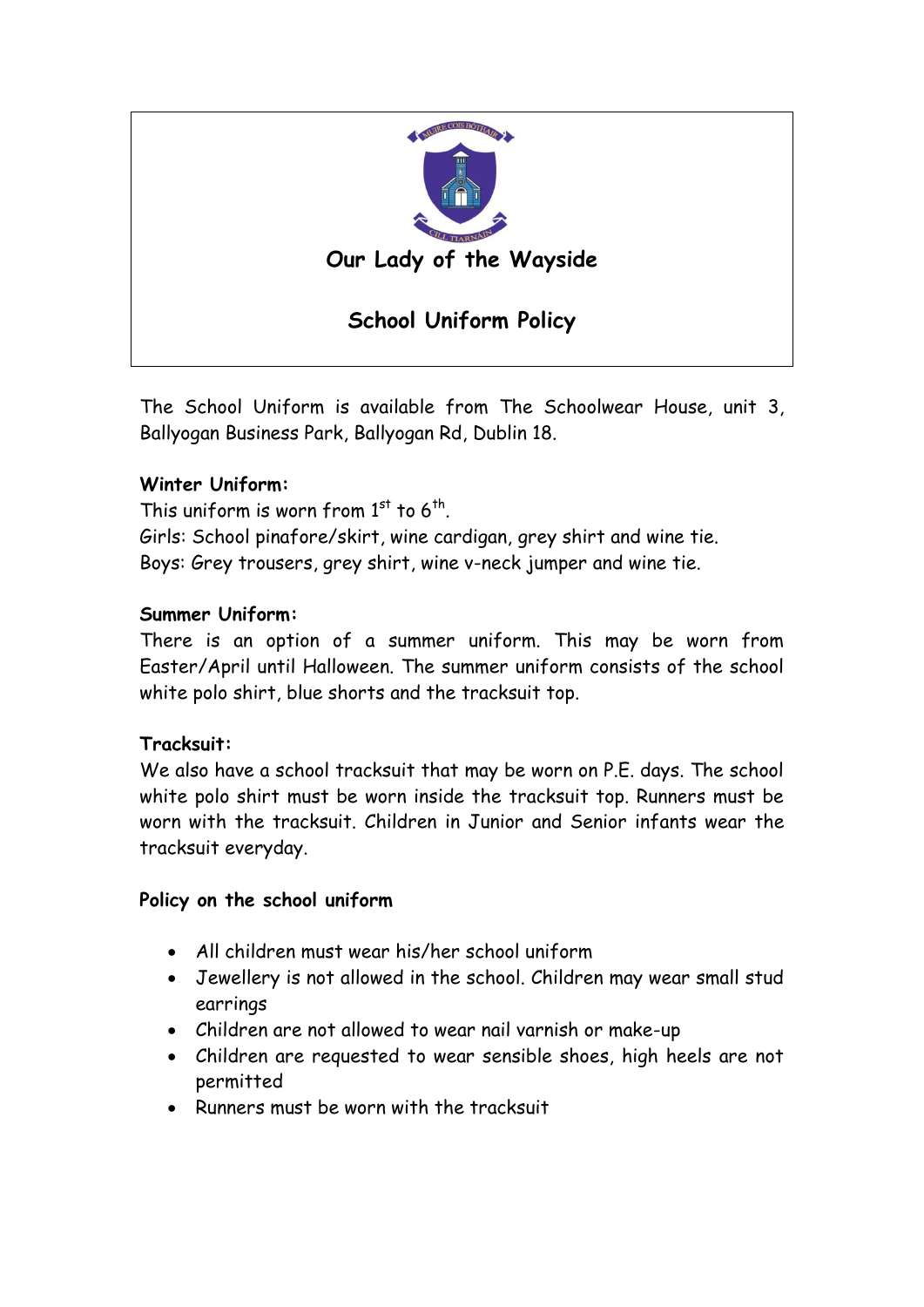# Our Lady of the Wayside

## School Uniform Policy

The School Uniform is available from The Schoolwear House, unit 3, Ballyogan Business Park, Ballyogan Rd, Dublin 18.

**Winter Uniform:**
This uniform is worn from 1st to 6th.
Girls: School pinafore/skirt, wine cardigan, grey shirt and wine tie.
Boys: Grey trousers, grey shirt, wine v-neck jumper and wine tie.

**Summer Uniform:**
There is an option of a summer uniform. This may be worn from Easter/April until Halloween. The summer uniform consists of the school white polo shirt, blue shorts and the tracksuit top.

**Tracksuit:**
We also have a school tracksuit that may be worn on P.E. days. The school white polo shirt must be worn inside the tracksuit top. Runners must be worn with the tracksuit. Children in Junior and Senior infants wear the tracksuit everyday.

**Policy on the school uniform**

- All children must wear his/her school uniform
- Jewellery is not allowed in the school. Children may wear small stud earrings
- Children are not allowed to wear nail varnish or make-up
- Children are requested to wear sensible shoes, high heels are not permitted
- Runners must be worn with the tracksuit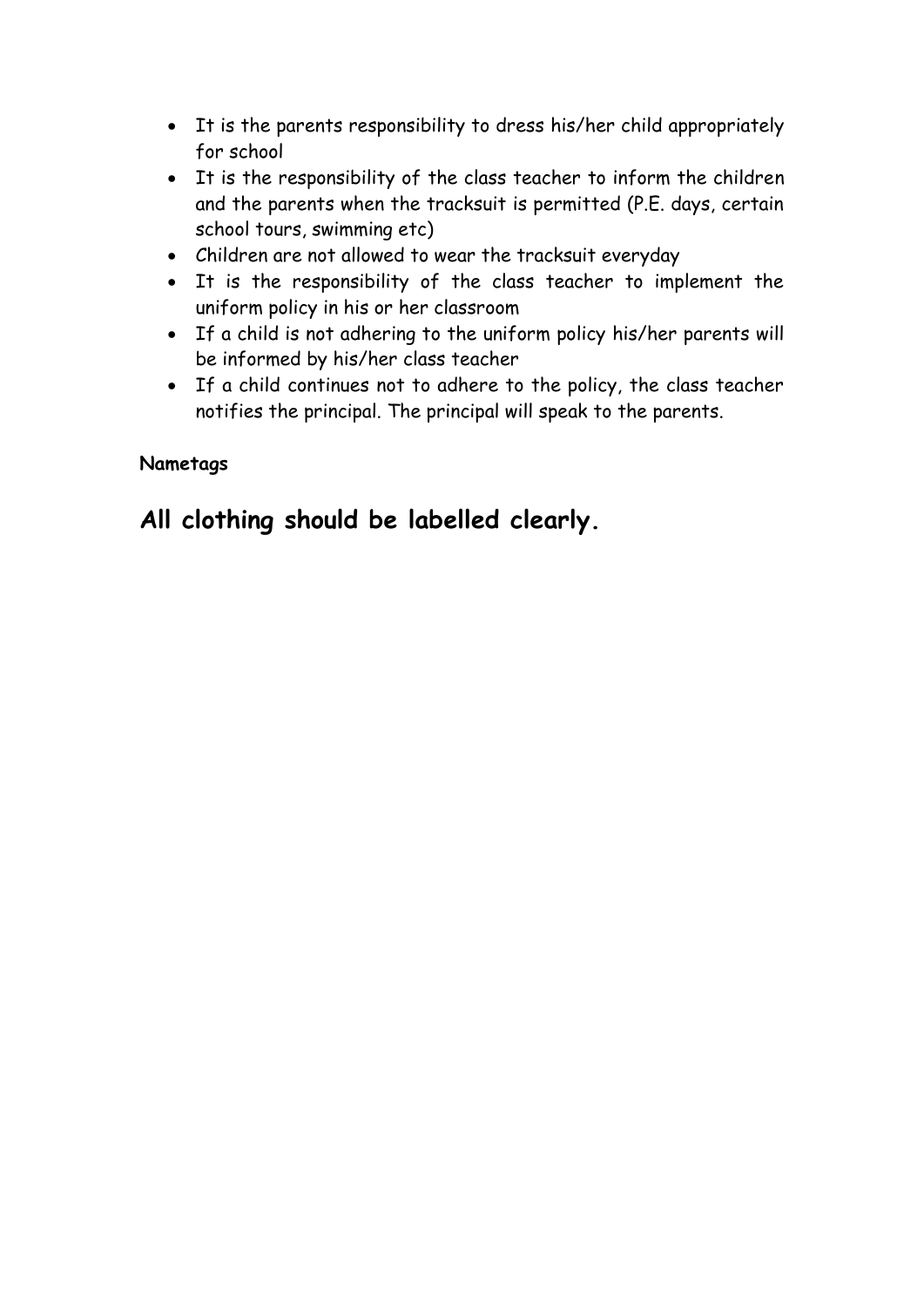- It is the parents responsibility to dress his/her child appropriately for school
- It is the responsibility of the class teacher to inform the children and the parents when the tracksuit is permitted (P.E. days, certain school tours, swimming etc)
- Children are not allowed to wear the tracksuit everyday
- It is the responsibility of the class teacher to implement the uniform policy in his or her classroom
- If a child is not adhering to the uniform policy his/her parents will be informed by his/her class teacher
- If a child continues not to adhere to the policy, the class teacher notifies the principal. The principal will speak to the parents.

**Nametags**

## All clothing should be labelled clearly.